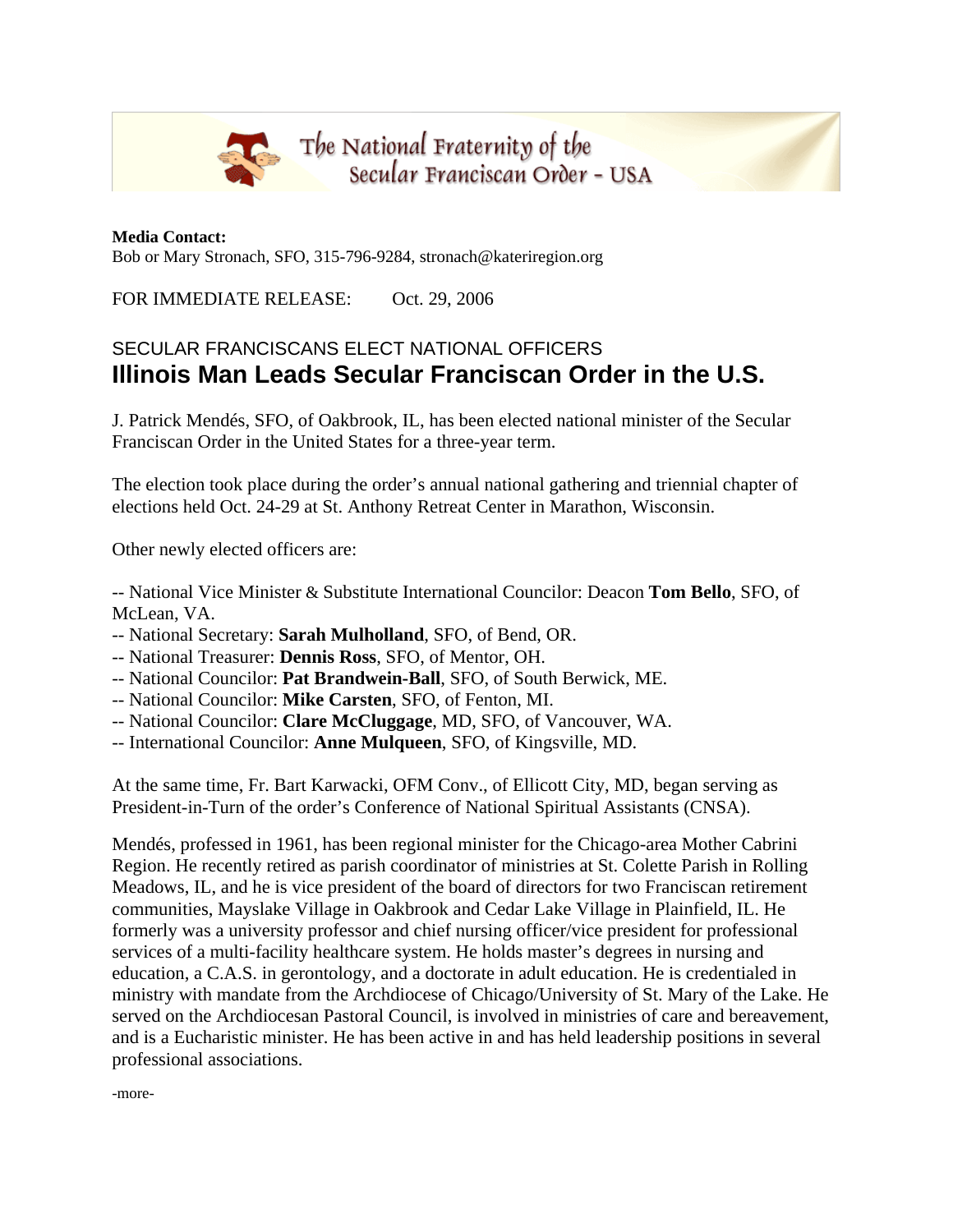The National Fraternity of the Secular Franciscan Order - USA

**Media Contact:**
Bob or Mary Stronach, SFO, 315-796-9284, stronach@kateriregion.org

FOR IMMEDIATE RELEASE: Oct. 29, 2006

## SECULAR FRANCISCANS ELECT NATIONAL OFFICERS

# Illinois Man Leads Secular Franciscan Order in the U.S.

J. Patrick Mendés, SFO, of Oakbrook, IL, has been elected national minister of the Secular Franciscan Order in the United States for a three-year term.

The election took place during the order's annual national gathering and triennial chapter of elections held Oct. 24-29 at St. Anthony Retreat Center in Marathon, Wisconsin.

Other newly elected officers are:

-- National Vice Minister & Substitute International Councilor: Deacon **Tom Bello**, SFO, of McLean, VA.
-- National Secretary: **Sarah Mulholland**, SFO, of Bend, OR.
-- National Treasurer: **Dennis Ross**, SFO, of Mentor, OH.
-- National Councilor: **Pat Brandwein-Ball**, SFO, of South Berwick, ME.
-- National Councilor: **Mike Carsten**, SFO, of Fenton, MI.
-- National Councilor: **Clare McCluggage**, MD, SFO, of Vancouver, WA.
-- International Councilor: **Anne Mulqueen**, SFO, of Kingsville, MD.

At the same time, Fr. Bart Karwacki, OFM Conv., of Ellicott City, MD, began serving as President-in-Turn of the order's Conference of National Spiritual Assistants (CNSA).

Mendés, professed in 1961, has been regional minister for the Chicago-area Mother Cabrini Region. He recently retired as parish coordinator of ministries at St. Colette Parish in Rolling Meadows, IL, and he is vice president of the board of directors for two Franciscan retirement communities, Mayslake Village in Oakbrook and Cedar Lake Village in Plainfield, IL. He formerly was a university professor and chief nursing officer/vice president for professional services of a multi-facility healthcare system. He holds master's degrees in nursing and education, a C.A.S. in gerontology, and a doctorate in adult education. He is credentialed in ministry with mandate from the Archdiocese of Chicago/University of St. Mary of the Lake. He served on the Archdiocesan Pastoral Council, is involved in ministries of care and bereavement, and is a Eucharistic minister. He has been active in and has held leadership positions in several professional associations.

-more-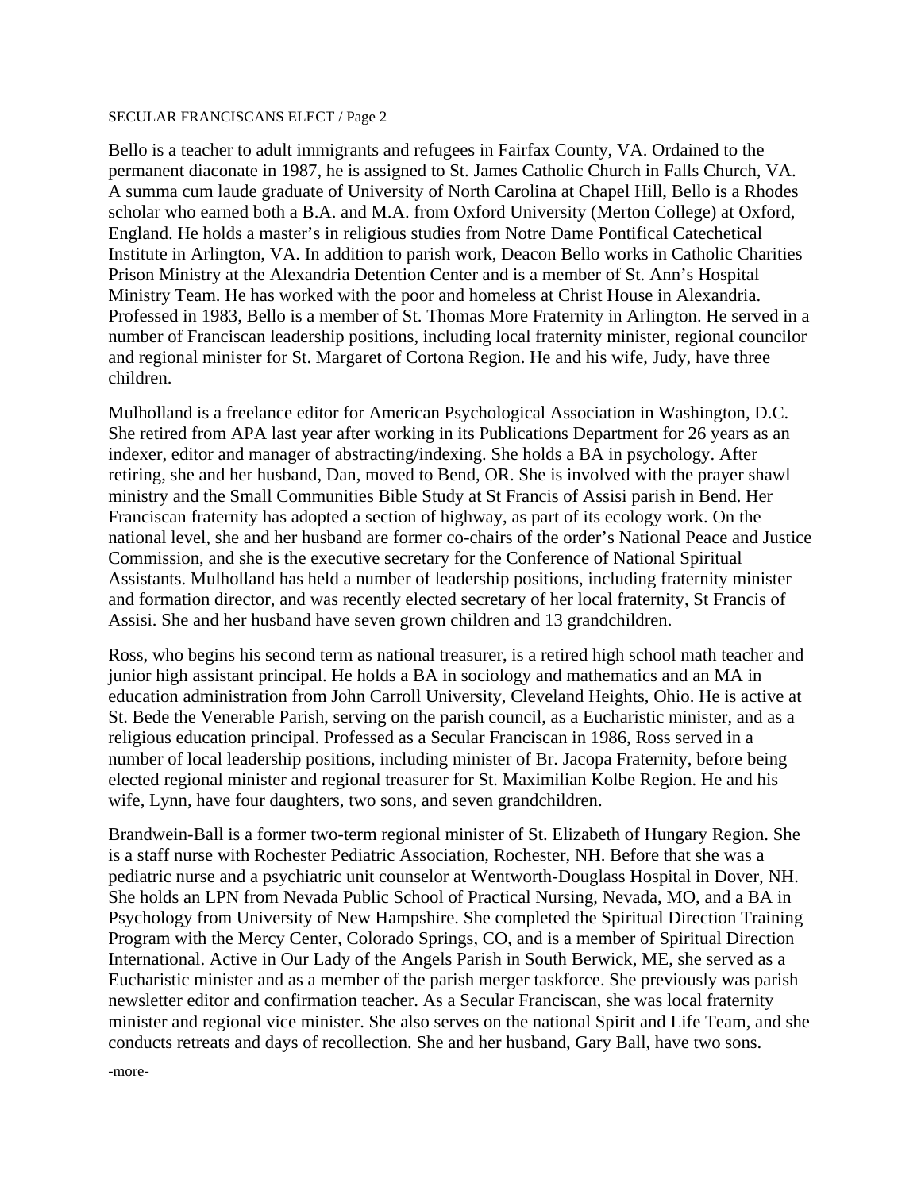Bello is a teacher to adult immigrants and refugees in Fairfax County, VA. Ordained to the permanent diaconate in 1987, he is assigned to St. James Catholic Church in Falls Church, VA. A summa cum laude graduate of University of North Carolina at Chapel Hill, Bello is a Rhodes scholar who earned both a B.A. and M.A. from Oxford University (Merton College) at Oxford, England. He holds a master's in religious studies from Notre Dame Pontifical Catechetical Institute in Arlington, VA. In addition to parish work, Deacon Bello works in Catholic Charities Prison Ministry at the Alexandria Detention Center and is a member of St. Ann's Hospital Ministry Team. He has worked with the poor and homeless at Christ House in Alexandria. Professed in 1983, Bello is a member of St. Thomas More Fraternity in Arlington. He served in a number of Franciscan leadership positions, including local fraternity minister, regional councilor and regional minister for St. Margaret of Cortona Region. He and his wife, Judy, have three children.

Mulholland is a freelance editor for American Psychological Association in Washington, D.C. She retired from APA last year after working in its Publications Department for 26 years as an indexer, editor and manager of abstracting/indexing. She holds a BA in psychology. After retiring, she and her husband, Dan, moved to Bend, OR. She is involved with the prayer shawl ministry and the Small Communities Bible Study at St Francis of Assisi parish in Bend. Her Franciscan fraternity has adopted a section of highway, as part of its ecology work. On the national level, she and her husband are former co-chairs of the order's National Peace and Justice Commission, and she is the executive secretary for the Conference of National Spiritual Assistants. Mulholland has held a number of leadership positions, including fraternity minister and formation director, and was recently elected secretary of her local fraternity, St Francis of Assisi. She and her husband have seven grown children and 13 grandchildren.

Ross, who begins his second term as national treasurer, is a retired high school math teacher and junior high assistant principal. He holds a BA in sociology and mathematics and an MA in education administration from John Carroll University, Cleveland Heights, Ohio. He is active at St. Bede the Venerable Parish, serving on the parish council, as a Eucharistic minister, and as a religious education principal. Professed as a Secular Franciscan in 1986, Ross served in a number of local leadership positions, including minister of Br. Jacopa Fraternity, before being elected regional minister and regional treasurer for St. Maximilian Kolbe Region. He and his wife, Lynn, have four daughters, two sons, and seven grandchildren.

Brandwein-Ball is a former two-term regional minister of St. Elizabeth of Hungary Region. She is a staff nurse with Rochester Pediatric Association, Rochester, NH. Before that she was a pediatric nurse and a psychiatric unit counselor at Wentworth-Douglass Hospital in Dover, NH. She holds an LPN from Nevada Public School of Practical Nursing, Nevada, MO, and a BA in Psychology from University of New Hampshire. She completed the Spiritual Direction Training Program with the Mercy Center, Colorado Springs, CO, and is a member of Spiritual Direction International. Active in Our Lady of the Angels Parish in South Berwick, ME, she served as a Eucharistic minister and as a member of the parish merger taskforce. She previously was parish newsletter editor and confirmation teacher. As a Secular Franciscan, she was local fraternity minister and regional vice minister. She also serves on the national Spirit and Life Team, and she conducts retreats and days of recollection. She and her husband, Gary Ball, have two sons.

-more-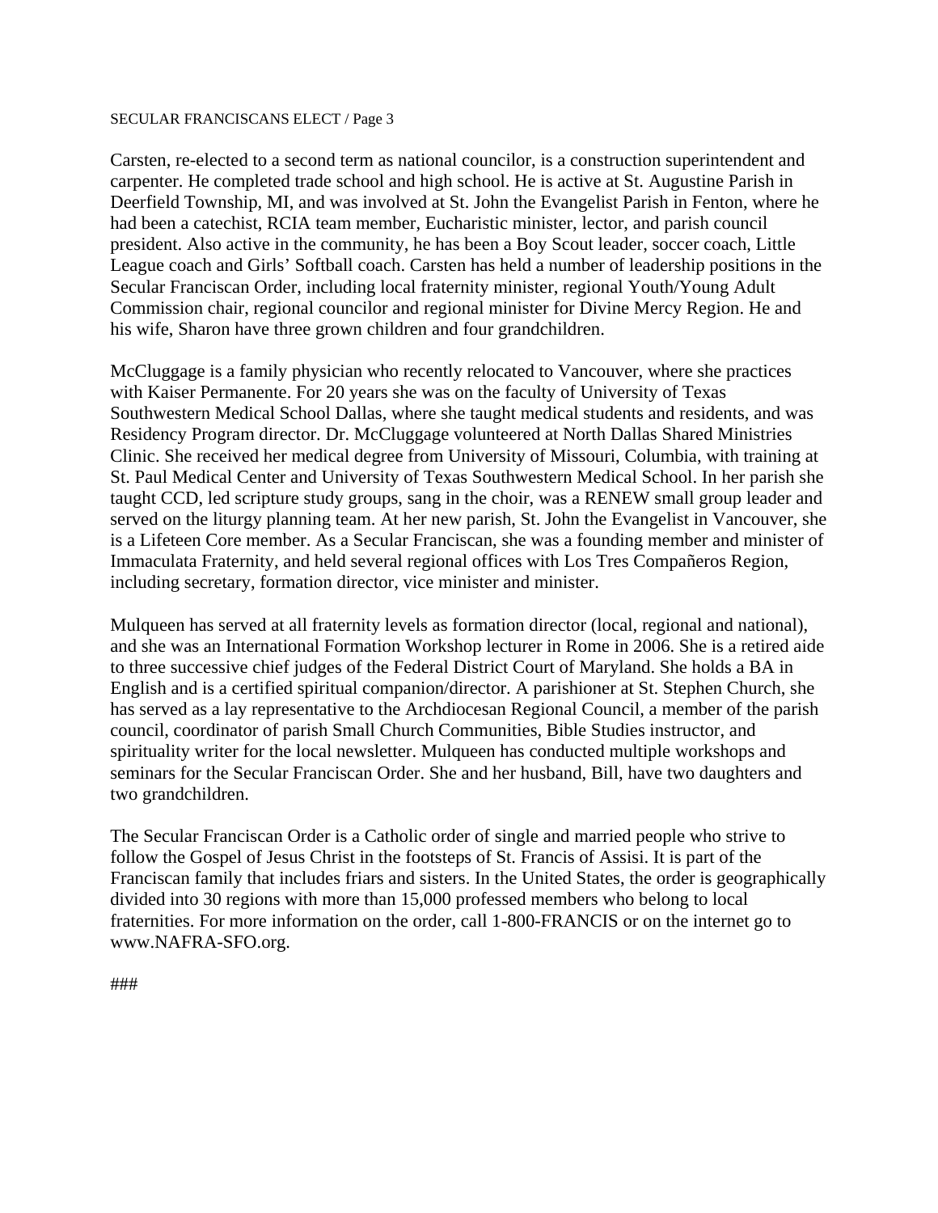Carsten, re-elected to a second term as national councilor, is a construction superintendent and carpenter. He completed trade school and high school. He is active at St. Augustine Parish in Deerfield Township, MI, and was involved at St. John the Evangelist Parish in Fenton, where he had been a catechist, RCIA team member, Eucharistic minister, lector, and parish council president. Also active in the community, he has been a Boy Scout leader, soccer coach, Little League coach and Girls' Softball coach. Carsten has held a number of leadership positions in the Secular Franciscan Order, including local fraternity minister, regional Youth/Young Adult Commission chair, regional councilor and regional minister for Divine Mercy Region. He and his wife, Sharon have three grown children and four grandchildren.

McCluggage is a family physician who recently relocated to Vancouver, where she practices with Kaiser Permanente. For 20 years she was on the faculty of University of Texas Southwestern Medical School Dallas, where she taught medical students and residents, and was Residency Program director. Dr. McCluggage volunteered at North Dallas Shared Ministries Clinic. She received her medical degree from University of Missouri, Columbia, with training at St. Paul Medical Center and University of Texas Southwestern Medical School. In her parish she taught CCD, led scripture study groups, sang in the choir, was a RENEW small group leader and served on the liturgy planning team. At her new parish, St. John the Evangelist in Vancouver, she is a Lifeteen Core member. As a Secular Franciscan, she was a founding member and minister of Immaculata Fraternity, and held several regional offices with Los Tres Compañeros Region, including secretary, formation director, vice minister and minister.

Mulqueen has served at all fraternity levels as formation director (local, regional and national), and she was an International Formation Workshop lecturer in Rome in 2006. She is a retired aide to three successive chief judges of the Federal District Court of Maryland. She holds a BA in English and is a certified spiritual companion/director. A parishioner at St. Stephen Church, she has served as a lay representative to the Archdiocesan Regional Council, a member of the parish council, coordinator of parish Small Church Communities, Bible Studies instructor, and spirituality writer for the local newsletter. Mulqueen has conducted multiple workshops and seminars for the Secular Franciscan Order. She and her husband, Bill, have two daughters and two grandchildren.

The Secular Franciscan Order is a Catholic order of single and married people who strive to follow the Gospel of Jesus Christ in the footsteps of St. Francis of Assisi. It is part of the Franciscan family that includes friars and sisters. In the United States, the order is geographically divided into 30 regions with more than 15,000 professed members who belong to local fraternities. For more information on the order, call 1-800-FRANCIS or on the internet go to www.NAFRA-SFO.org.

###